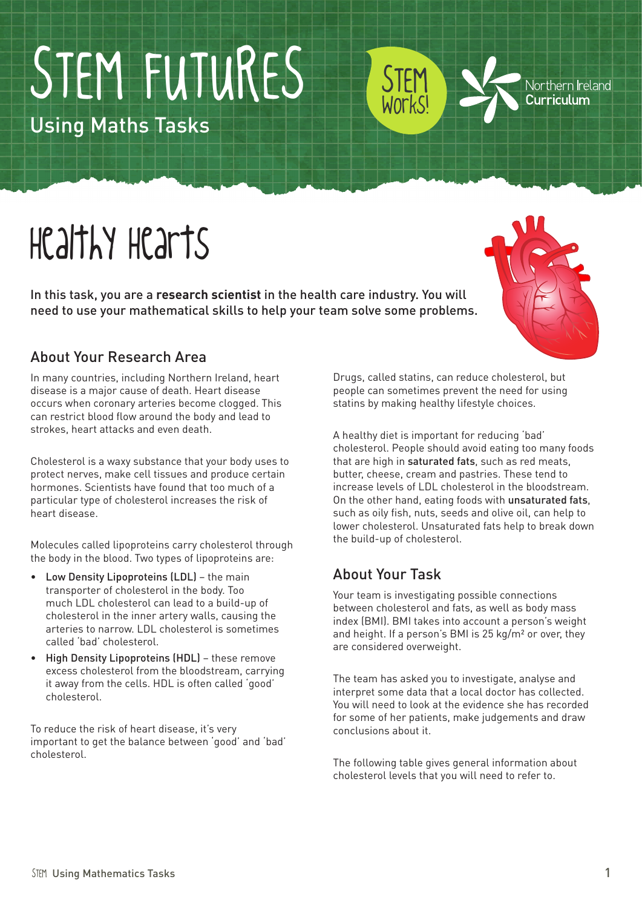# STEM FUTURES

Using Maths Tasks

STEM Works!

Northern Ireland Curriculum

# Healthy Hearts

In this task, you are a **research scientist** in the health care industry. You will need to use your mathematical skills to help your team solve some problems.

## About Your Research Area

In many countries, including Northern Ireland, heart disease is a major cause of death. Heart disease occurs when coronary arteries become clogged. This can restrict blood flow around the body and lead to strokes, heart attacks and even death.

Cholesterol is a waxy substance that your body uses to protect nerves, make cell tissues and produce certain hormones. Scientists have found that too much of a particular type of cholesterol increases the risk of heart disease.

Molecules called lipoproteins carry cholesterol through the body in the blood. Two types of lipoproteins are:

- Low Density Lipoproteins (LDL) – the main transporter of cholesterol in the body. Too much LDL cholesterol can lead to a build-up of cholesterol in the inner artery walls, causing the arteries to narrow. LDL cholesterol is sometimes called 'bad' cholesterol.
- High Density Lipoproteins (HDL) – these remove excess cholesterol from the bloodstream, carrying it away from the cells. HDL is often called 'good' cholesterol.

To reduce the risk of heart disease, it's very important to get the balance between 'good' and 'bad' cholesterol.

Drugs, called statins, can reduce cholesterol, but people can sometimes prevent the need for using statins by making healthy lifestyle choices.

A healthy diet is important for reducing 'bad' cholesterol. People should avoid eating too many foods that are high in saturated fats, such as red meats, butter, cheese, cream and pastries. These tend to increase levels of LDL cholesterol in the bloodstream. On the other hand, eating foods with unsaturated fats, such as oily fish, nuts, seeds and olive oil, can help to lower cholesterol. Unsaturated fats help to break down the build-up of cholesterol.

## About Your Task

Your team is investigating possible connections between cholesterol and fats, as well as body mass index (BMI). BMI takes into account a person's weight and height. If a person's BMI is 25 $kg/m^2$ or over, they are considered overweight.

The team has asked you to investigate, analyse and interpret some data that a local doctor has collected. You will need to look at the evidence she has recorded for some of her patients, make judgements and draw conclusions about it.

The following table gives general information about cholesterol levels that you will need to refer to.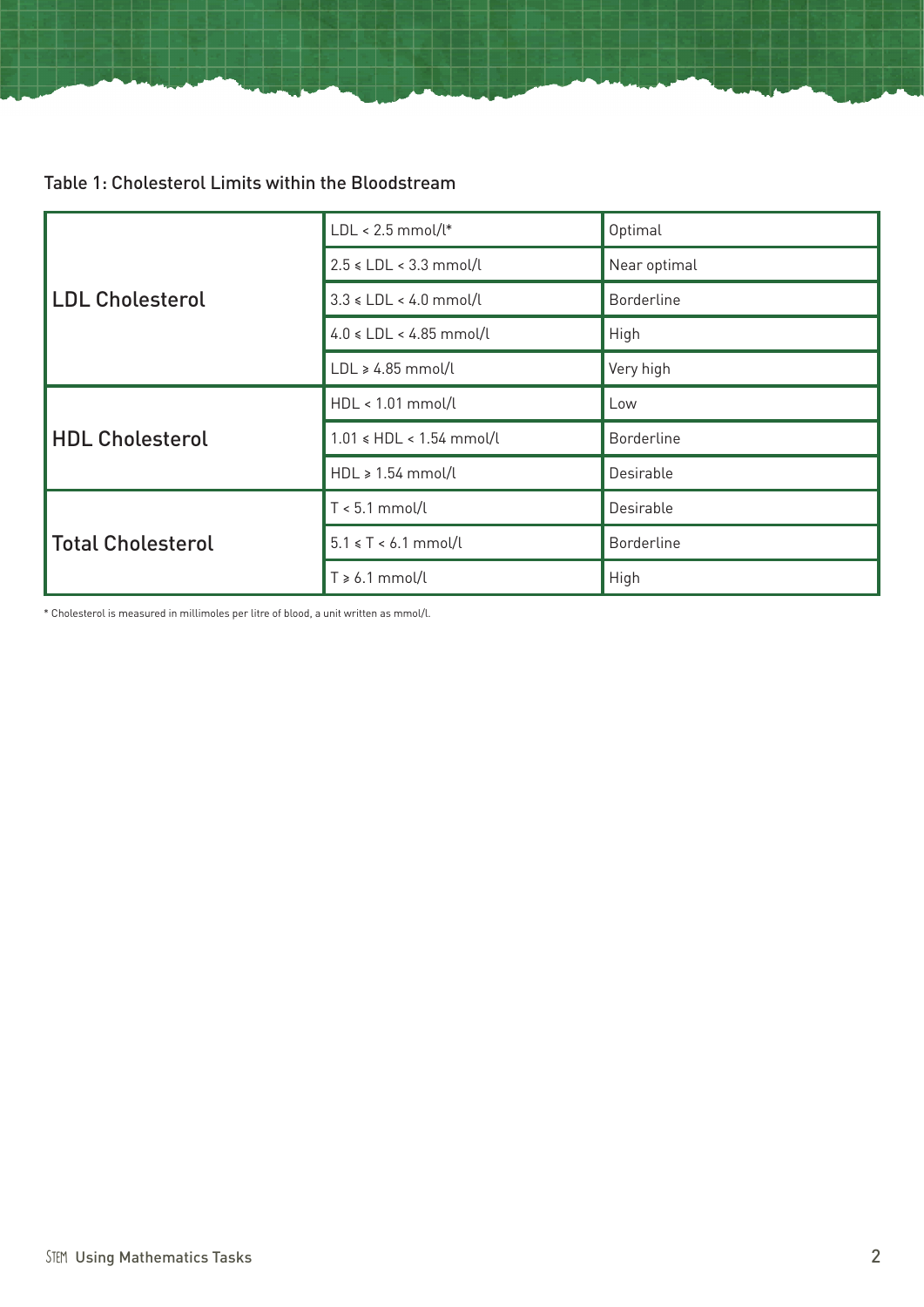Table 1: Cholesterol Limits within the Bloodstream

| | | |
|---|---|---|
| **LDL Cholesterol** | LDL < 2.5 mmol/l* | Optimal |
| | 2.5 ⩽ LDL < 3.3 mmol/l | Near optimal |
| | 3.3 ⩽ LDL < 4.0 mmol/l | Borderline |
| | 4.0 ⩽ LDL < 4.85 mmol/l | High |
| | LDL ⩾ 4.85 mmol/l | Very high |
| **HDL Cholesterol** | HDL < 1.01 mmol/l | Low |
| | 1.01 ⩽ HDL < 1.54 mmol/l | Borderline |
| | HDL ⩾ 1.54 mmol/l | Desirable |
| **Total Cholesterol** | T < 5.1 mmol/l | Desirable |
| | 5.1 ⩽ T < 6.1 mmol/l | Borderline |
| | T ⩾ 6.1 mmol/l | High |

* Cholesterol is measured in millimoles per litre of blood, a unit written as mmol/l.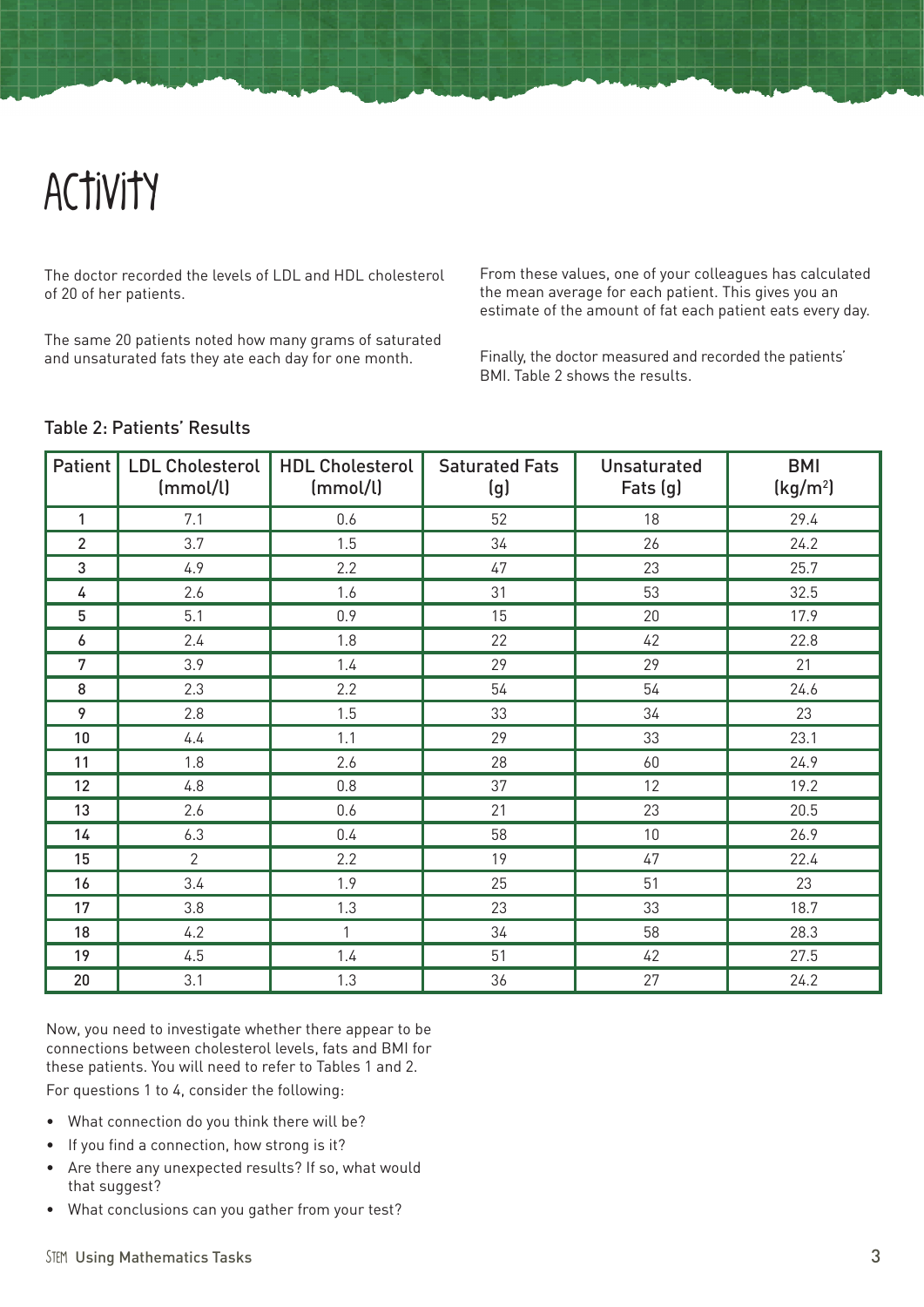# Activity

The doctor recorded the levels of LDL and HDL cholesterol of 20 of her patients.

The same 20 patients noted how many grams of saturated and unsaturated fats they ate each day for one month.

From these values, one of your colleagues has calculated the mean average for each patient. This gives you an estimate of the amount of fat each patient eats every day.

Finally, the doctor measured and recorded the patients' BMI. Table 2 shows the results.

Table 2: Patients' Results

| Patient | LDL Cholesterol (mmol/l) | HDL Cholesterol (mmol/l) | Saturated Fats (g) | Unsaturated Fats (g) | BMI (kg/m$^2$) |
|---|---|---|---|---|---|
| 1 | 7.1 | 0.6 | 52 | 18 | 29.4 |
| 2 | 3.7 | 1.5 | 34 | 26 | 24.2 |
| 3 | 4.9 | 2.2 | 47 | 23 | 25.7 |
| 4 | 2.6 | 1.6 | 31 | 53 | 32.5 |
| 5 | 5.1 | 0.9 | 15 | 20 | 17.9 |
| 6 | 2.4 | 1.8 | 22 | 42 | 22.8 |
| 7 | 3.9 | 1.4 | 29 | 29 | 21 |
| 8 | 2.3 | 2.2 | 54 | 54 | 24.6 |
| 9 | 2.8 | 1.5 | 33 | 34 | 23 |
| 10 | 4.4 | 1.1 | 29 | 33 | 23.1 |
| 11 | 1.8 | 2.6 | 28 | 60 | 24.9 |
| 12 | 4.8 | 0.8 | 37 | 12 | 19.2 |
| 13 | 2.6 | 0.6 | 21 | 23 | 20.5 |
| 14 | 6.3 | 0.4 | 58 | 10 | 26.9 |
| 15 | 2 | 2.2 | 19 | 47 | 22.4 |
| 16 | 3.4 | 1.9 | 25 | 51 | 23 |
| 17 | 3.8 | 1.3 | 23 | 33 | 18.7 |
| 18 | 4.2 | 1 | 34 | 58 | 28.3 |
| 19 | 4.5 | 1.4 | 51 | 42 | 27.5 |
| 20 | 3.1 | 1.3 | 36 | 27 | 24.2 |

Now, you need to investigate whether there appear to be connections between cholesterol levels, fats and BMI for these patients. You will need to refer to Tables 1 and 2.

For questions 1 to 4, consider the following:

- What connection do you think there will be?
- If you find a connection, how strong is it?
- Are there any unexpected results? If so, what would that suggest?
- What conclusions can you gather from your test?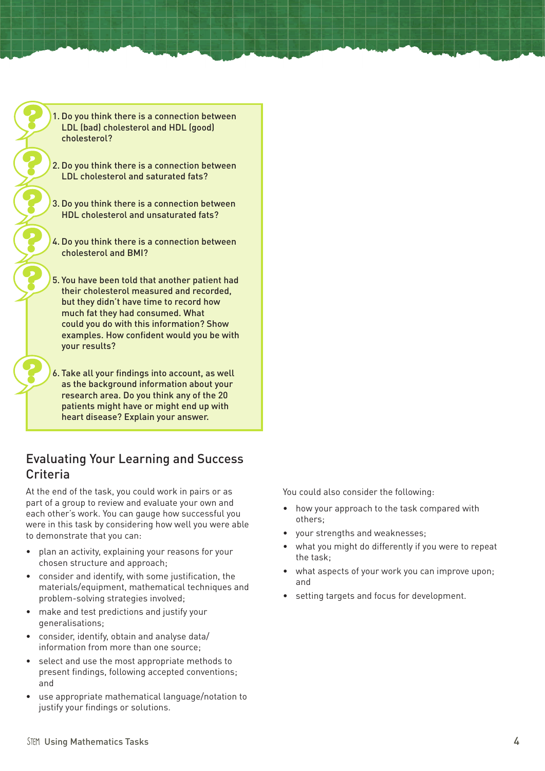1. Do you think there is a connection between LDL (bad) cholesterol and HDL (good) cholesterol?
2. Do you think there is a connection between LDL cholesterol and saturated fats?
3. Do you think there is a connection between HDL cholesterol and unsaturated fats?
4. Do you think there is a connection between cholesterol and BMI?
5. You have been told that another patient had their cholesterol measured and recorded, but they didn't have time to record how much fat they had consumed. What could you do with this information? Show examples. How confident would you be with your results?
6. Take all your findings into account, as well as the background information about your research area. Do you think any of the 20 patients might have or might end up with heart disease? Explain your answer.

## Evaluating Your Learning and Success Criteria

At the end of the task, you could work in pairs or as part of a group to review and evaluate your own and each other's work. You can gauge how successful you were in this task by considering how well you were able to demonstrate that you can:

- plan an activity, explaining your reasons for your chosen structure and approach;
- consider and identify, with some justification, the materials/equipment, mathematical techniques and problem-solving strategies involved;
- make and test predictions and justify your generalisations;
- consider, identify, obtain and analyse data/information from more than one source;
- select and use the most appropriate methods to present findings, following accepted conventions; and
- use appropriate mathematical language/notation to justify your findings or solutions.

You could also consider the following:

- how your approach to the task compared with others;
- your strengths and weaknesses;
- what you might do differently if you were to repeat the task;
- what aspects of your work you can improve upon; and
- setting targets and focus for development.